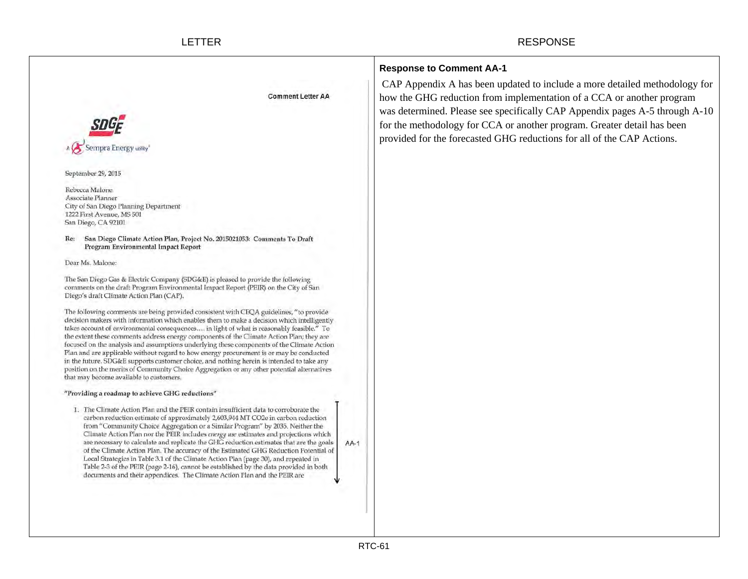LETTER

Comment Letter AA

SDGE
A Sempra Energy utility

September 29, 2015

Rebecca Malone
Associate Planner
City of San Diego Planning Department
1222 First Avenue, MS 501
San Diego, CA 92101

Re: **San Diego Climate Action Plan, Project No. 2015021053: Comments To Draft Program Environmental Impact Report**

Dear Ms. Malone:

The San Diego Gas & Electric Company (SDG&E) is pleased to provide the following comments on the draft Program Environmental Impact Report (PEIR) on the City of San Diego's draft Climate Action Plan (CAP).

The following comments are being provided consistent with CEQA guidelines, "to provide decision makers with information which enables them to make a decision which intelligently takes account of environmental consequences.... in light of what is reasonably feasible." To the extent these comments address energy components of the Climate Action Plan; they are focused on the analysis and assumptions underlying these components of the Climate Action Plan and are applicable without regard to how energy procurement is or may be conducted in the future. SDG&E supports customer choice, and nothing herein is intended to take any position on the merits of Community Choice Aggregation or any other potential alternatives that may become available to customers.

**"Providing a roadmap to achieve GHG reductions"**

1. The Climate Action Plan and the PEIR contain insufficient data to corroborate the carbon reduction estimate of approximately 2,603,944 MT CO2e in carbon reduction from "Community Choice Aggregation or a Similar Program" by 2035. Neither the Climate Action Plan nor the PEIR includes *energy use* estimates and projections which are necessary to calculate and replicate the GHG reduction estimates that are the goals of the Climate Action Plan. The accuracy of the Estimated GHG Reduction Potential of Local Strategies in Table 3.1 of the Climate Action Plan (page 30), and repeated in Table 2-3 of the PEIR (page 2-16), cannot be established by the data provided in both documents and their appendices. The Climate Action Plan and the PEIR are

AA-1

RESPONSE

**Response to Comment AA-1**

CAP Appendix A has been updated to include a more detailed methodology for how the GHG reduction from implementation of a CCA or another program was determined. Please see specifically CAP Appendix pages A-5 through A-10 for the methodology for CCA or another program. Greater detail has been provided for the forecasted GHG reductions for all of the CAP Actions.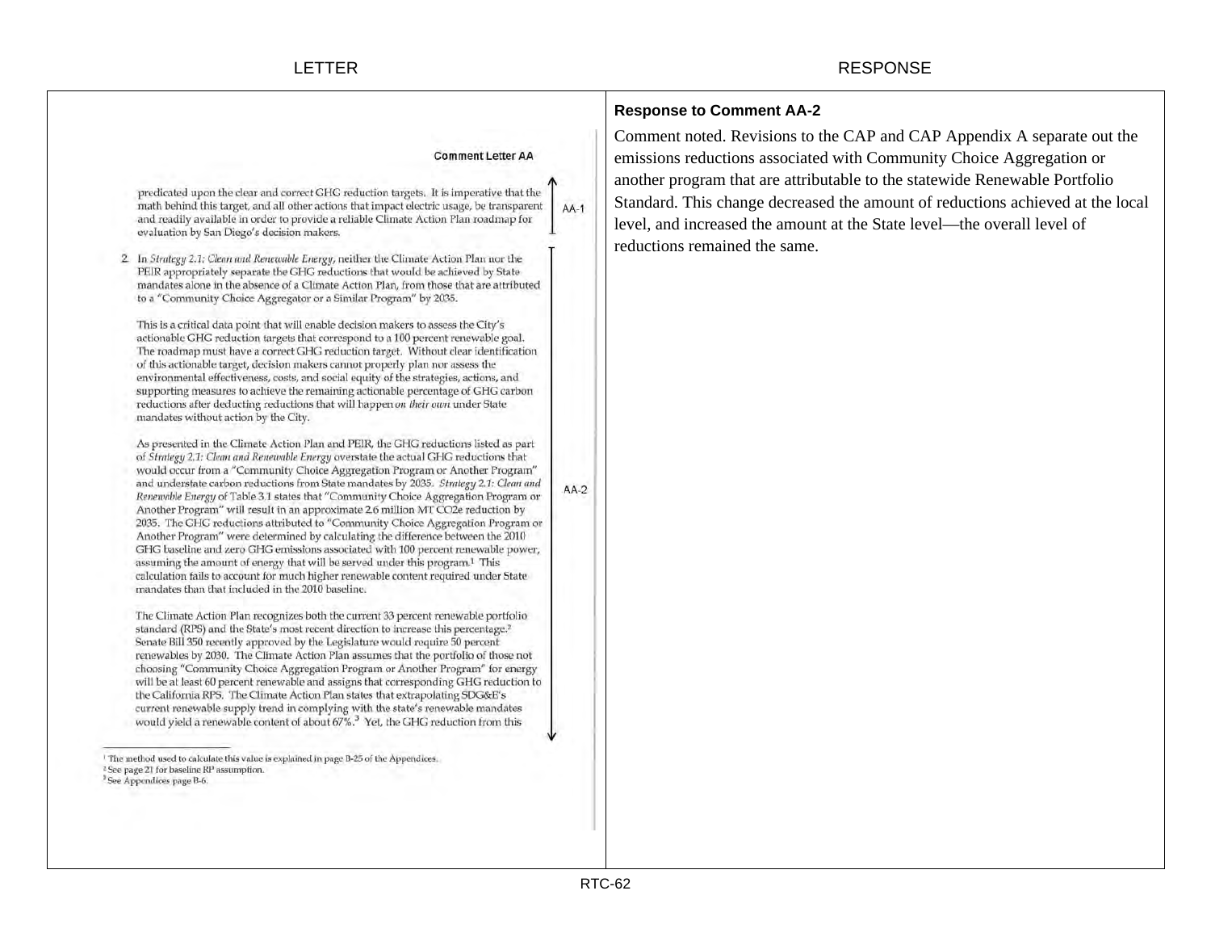| LETTER | RESPONSE |
| --- | --- |
| | |

**Comment Letter AA**

predicated upon the clear and correct GHG reduction targets. It is imperative that the math behind this target, and all other actions that impact electric usage, be transparent and readily available in order to provide a reliable Climate Action Plan roadmap for evaluation by San Diego's decision makers. AA-1

2. In *Strategy 2.1: Clean and Renewable Energy*, neither the Climate Action Plan nor the PEIR appropriately separate the GHG reductions that would be achieved by State mandates alone in the absence of a Climate Action Plan, from those that are attributed to a "Community Choice Aggregator or a Similar Program" by 2035.

This is a critical data point that will enable decision makers to assess the City's actionable GHG reduction targets that correspond to a 100 percent renewable goal. The roadmap must have a correct GHG reduction target. Without clear identification of this actionable target, decision makers cannot properly plan nor assess the environmental effectiveness, costs, and social equity of the strategies, actions, and supporting measures to achieve the remaining actionable percentage of GHG carbon reductions after deducting reductions that will happen *on their own* under State mandates without action by the City.

As presented in the Climate Action Plan and PEIR, the GHG reductions listed as part of *Strategy 2.1: Clean and Renewable Energy* overstate the actual GHG reductions that would occur from a "Community Choice Aggregation Program or Another Program" and understate carbon reductions from State mandates by 2035. *Strategy 2.1: Clean and Renewable Energy* of Table 3.1 states that "Community Choice Aggregation Program or Another Program" will result in an approximate 2.6 million MT $CO_2e$ reduction by 2035. The GHG reductions attributed to "Community Choice Aggregation Program or Another Program" were determined by calculating the difference between the 2010 GHG baseline and zero GHG emissions associated with 100 percent renewable power, assuming the amount of energy that will be served under this program.[1] This calculation fails to account for much higher renewable content required under State mandates than that included in the 2010 baseline.

The Climate Action Plan recognizes both the current 33 percent renewable portfolio standard (RPS) and the State's most recent direction to increase this percentage.[2] Senate Bill 350 recently approved by the Legislature would require 50 percent renewables by 2030. The Climate Action Plan assumes that the portfolio of those not choosing "Community Choice Aggregation Program or Another Program" for energy will be at least 60 percent renewable and assigns that corresponding GHG reduction to the California RPS. The Climate Action Plan states that extrapolating SDG&E's current renewable supply trend in complying with the state's renewable mandates would yield a renewable content of about 67%.[3] Yet, the GHG reduction from this AA-2

[1] The method used to calculate this value is explained in page B-25 of the Appendices.
[2] See page 21 for baseline RP[3] assumption.
[3] See Appendices page B-6.

**Response to Comment AA-2**

Comment noted. Revisions to the CAP and CAP Appendix A separate out the emissions reductions associated with Community Choice Aggregation or another program that are attributable to the statewide Renewable Portfolio Standard. This change decreased the amount of reductions achieved at the local level, and increased the amount at the State level—the overall level of reductions remained the same.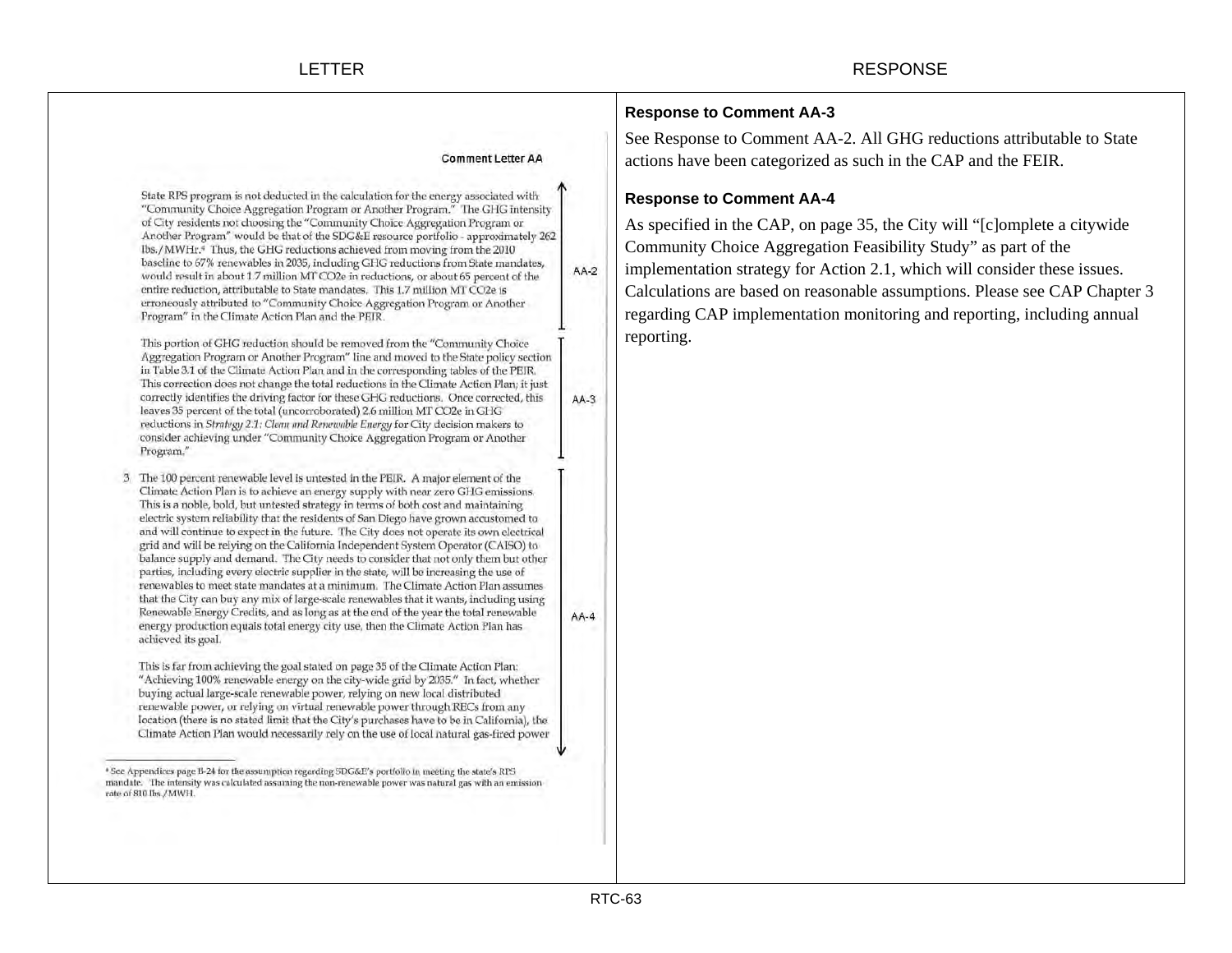LETTER | RESPONSE

Comment Letter AA

State RPS program is not deducted in the calculation for the energy associated with "Community Choice Aggregation Program or Another Program." The GHG intensity of City residents not choosing the "Community Choice Aggregation Program or Another Program" would be that of the SDG&E resource portfolio - approximately 262 lbs./MWHr.[4] Thus, the GHG reductions achieved from moving from the 2010 baseline to 67% renewables in 2035, including GHG reductions from State mandates, would result in about 1.7 million MT CO2e in reductions, or about 65 percent of the entire reduction, attributable to State mandates. This 1.7 million MT CO2e is erroneously attributed to "Community Choice Aggregation Program or Another Program" in the Climate Action Plan and the PEIR. **AA-2**

This portion of GHG reduction should be removed from the "Community Choice Aggregation Program or Another Program" line and moved to the State policy section in Table 3.1 of the Climate Action Plan and in the corresponding tables of the PEIR. This correction does not change the total reductions in the Climate Action Plan; it just correctly identifies the driving factor for these GHG reductions. Once corrected, this leaves 35 percent of the total (uncorroborated) 2.6 million MT CO2e in GHG reductions in *Strategy 2.1: Clean and Renewable Energy* for City decision makers to consider achieving under "Community Choice Aggregation Program or Another Program." **AA-3**

3. The 100 percent renewable level is untested in the PEIR. A major element of the Climate Action Plan is to achieve an energy supply with near zero GHG emissions. This is a noble, bold, but untested strategy in terms of both cost and maintaining electric system reliability that the residents of San Diego have grown accustomed to and will continue to expect in the future. The City does not operate its own electrical grid and will be relying on the California Independent System Operator (CAISO) to balance supply and demand. The City needs to consider that not only them but other parties, including every electric supplier in the state, will be increasing the use of renewables to meet state mandates at a minimum. The Climate Action Plan assumes that the City can buy any mix of large-scale renewables that it wants, including using Renewable Energy Credits, and as long as at the end of the year the total renewable energy production equals total energy city use, then the Climate Action Plan has achieved its goal. **AA-4**

This is far from achieving the goal stated on page 35 of the Climate Action Plan: "Achieving 100% renewable energy on the city-wide grid by 2035." In fact, whether buying actual large-scale renewable power, relying on new local distributed renewable power, or relying on virtual renewable power through RECs from any location (there is no stated limit that the City's purchases have to be in California), the Climate Action Plan would necessarily rely on the use of local natural gas-fired power

[4] See Appendices page B-24 for the assumption regarding SDG&E's portfolio in meeting the state's RPS mandate. The intensity was calculated assuming the non-renewable power was natural gas with an emission rate of 810 lbs./MWH.

**Response to Comment AA-3**

See Response to Comment AA-2. All GHG reductions attributable to State actions have been categorized as such in the CAP and the FEIR.

**Response to Comment AA-4**

As specified in the CAP, on page 35, the City will "[c]omplete a citywide Community Choice Aggregation Feasibility Study" as part of the implementation strategy for Action 2.1, which will consider these issues. Calculations are based on reasonable assumptions. Please see CAP Chapter 3 regarding CAP implementation monitoring and reporting, including annual reporting.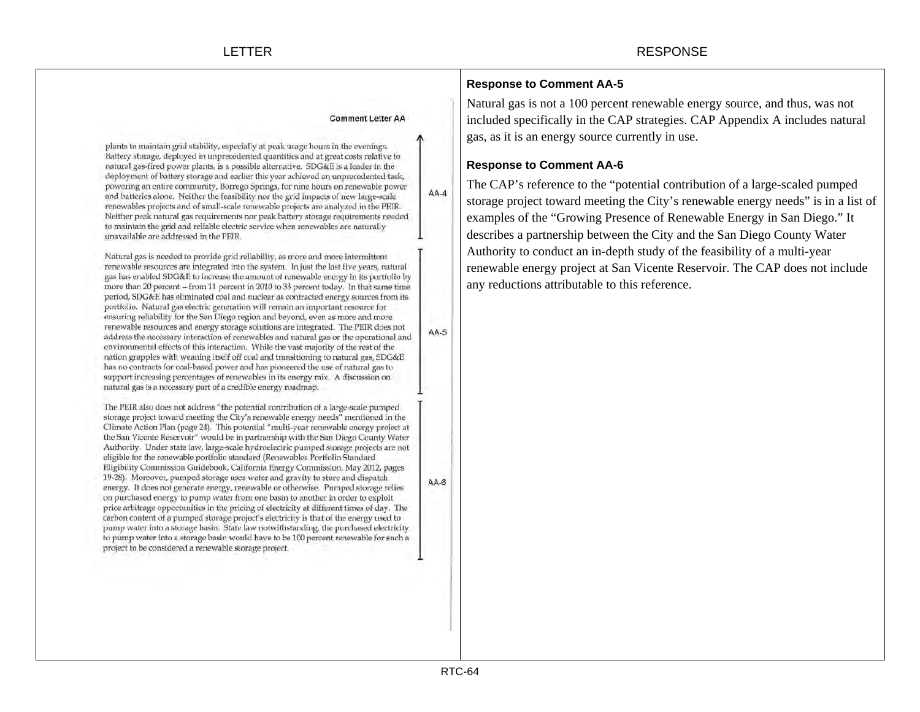| LETTER | RESPONSE |
| --- | --- |

**Comment Letter AA**

plants to maintain grid stability, especially at peak usage hours in the evenings. Battery storage, deployed in unprecedented quantities and at great costs relative to natural gas-fired power plants, is a possible alternative. SDG&E is a leader in the deployment of battery storage and earlier this year achieved an unprecedented task, powering an entire community, Borrego Springs, for nine hours on renewable power and batteries alone. Neither the feasibility nor the grid impacts of new large-scale renewables projects and of small-scale renewable projects are analyzed in the PEIR. Neither peak natural gas requirements nor peak battery storage requirements needed to maintain the grid and reliable electric service when renewables are naturally unavailable are addressed in the PEIR. AA-4

Natural gas is needed to provide grid reliability, as more and more intermittent renewable resources are integrated into the system. In just the last five years, natural gas has enabled SDG&E to increase the amount of renewable energy in its portfolio by more than 20 percent – from 11 percent in 2010 to 33 percent today. In that same time period, SDG&E has eliminated coal and nuclear as contracted energy sources from its portfolio. Natural gas electric generation will remain an important resource for ensuring reliability for the San Diego region and beyond, even as more and more renewable resources and energy storage solutions are integrated. The PEIR does not address the necessary interaction of renewables and natural gas or the operational and environmental effects of this interaction. While the vast majority of the rest of the nation grapples with weaning itself off coal and transitioning to natural gas, SDG&E has no contracts for coal-based power and has pioneered the use of natural gas to support increasing percentages of renewables in its energy mix. A discussion on natural gas is a necessary part of a credible energy roadmap. AA-5

The PEIR also does not address "the potential contribution of a large-scale pumped storage project toward meeting the City's renewable energy needs" mentioned in the Climate Action Plan (page 24). This potential "multi-year renewable energy project at the San Vicente Reservoir" would be in partnership with the San Diego County Water Authority. Under state law, large-scale hydroelectric pumped storage projects are not eligible for the renewable portfolio standard (Renewables Portfolio Standard Eligibility Commission Guidebook, California Energy Commission. May 2012, pages 19-28). Moreover, pumped storage uses water and gravity to store and dispatch energy. It does not generate energy, renewable or otherwise. Pumped storage relies on purchased energy to pump water from one basin to another in order to exploit price arbitrage opportunities in the pricing of electricity at different times of day. The carbon content of a pumped storage project's electricity is that of the energy used to pump water into a storage basin. State law notwithstanding, the purchased electricity to pump water into a storage basin would have to be 100 percent renewable for such a project to be considered a renewable storage project. AA-6

**Response to Comment AA-5**

Natural gas is not a 100 percent renewable energy source, and thus, was not included specifically in the CAP strategies. CAP Appendix A includes natural gas, as it is an energy source currently in use.

**Response to Comment AA-6**

The CAP's reference to the "potential contribution of a large-scaled pumped storage project toward meeting the City's renewable energy needs" is in a list of examples of the "Growing Presence of Renewable Energy in San Diego." It describes a partnership between the City and the San Diego County Water Authority to conduct an in-depth study of the feasibility of a multi-year renewable energy project at San Vicente Reservoir. The CAP does not include any reductions attributable to this reference.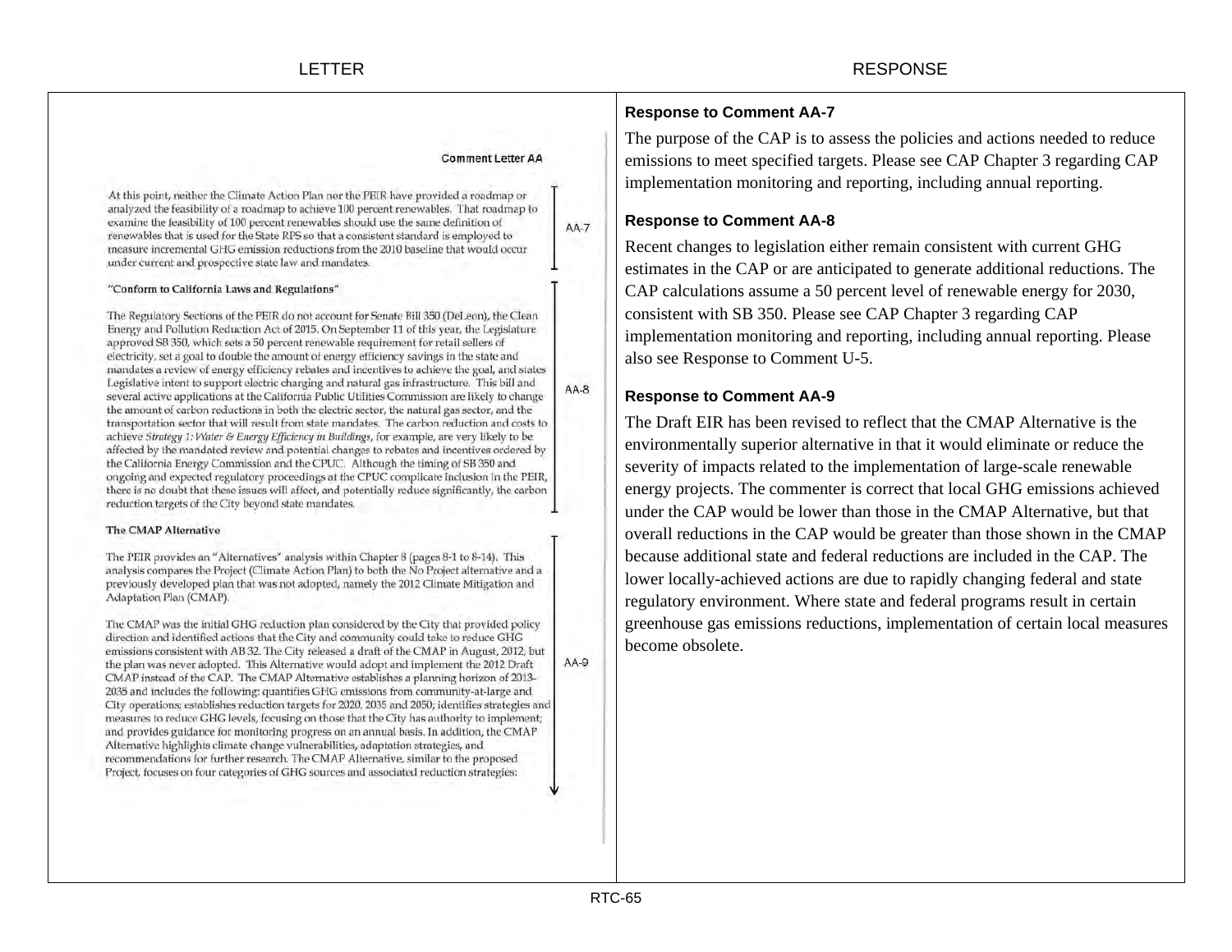LETTER

RESPONSE

Comment Letter AA

At this point, neither the Climate Action Plan nor the PEIR have provided a roadmap or analyzed the feasibility of a roadmap to achieve 100 percent renewables. That roadmap to examine the feasibility of 100 percent renewables should use the same definition of renewables that is used for the State RPS so that a consistent standard is employed to measure incremental GHG emission reductions from the 2010 baseline that would occur under current and prospective state law and mandates.

AA-7

**"Conform to California Laws and Regulations"**

The Regulatory Sections of the PEIR do not account for Senate Bill 350 (DeLeon), the Clean Energy and Pollution Reduction Act of 2015. On September 11 of this year, the Legislature approved SB 350, which sets a 50 percent renewable requirement for retail sellers of electricity, set a goal to double the amount of energy efficiency savings in the state and mandates a review of energy efficiency rebates and incentives to achieve the goal, and states Legislative intent to support electric charging and natural gas infrastructure. This bill and several active applications at the California Public Utilities Commission are likely to change the amount of carbon reductions in both the electric sector, the natural gas sector, and the transportation sector that will result from state mandates. The carbon reduction and costs to achieve *Strategy 1: Water & Energy Efficiency in Buildings*, for example, are very likely to be affected by the mandated review and potential changes to rebates and incentives ordered by the California Energy Commission and the CPUC. Although the timing of SB 350 and ongoing and expected regulatory proceedings at the CPUC complicate inclusion in the PEIR, there is no doubt that these issues will affect, and potentially reduce significantly, the carbon reduction targets of the City beyond state mandates.

AA-8

**The CMAP Alternative**

The PEIR provides an "Alternatives" analysis within Chapter 8 (pages 8-1 to 8-14). This analysis compares the Project (Climate Action Plan) to both the No Project alternative and a previously developed plan that was not adopted, namely the 2012 Climate Mitigation and Adaptation Plan (CMAP).

The CMAP was the initial GHG reduction plan considered by the City that provided policy direction and identified actions that the City and community could take to reduce GHG emissions consistent with AB 32. The City released a draft of the CMAP in August, 2012, but the plan was never adopted. This Alternative would adopt and implement the 2012 Draft CMAP instead of the CAP. The CMAP Alternative establishes a planning horizon of 2013-2035 and includes the following: quantifies GHG emissions from community-at-large and City operations; establishes reduction targets for 2020, 2035 and 2050; identifies strategies and measures to reduce GHG levels, focusing on those that the City has authority to implement; and provides guidance for monitoring progress on an annual basis. In addition, the CMAP Alternative highlights climate change vulnerabilities, adaptation strategies, and recommendations for further research. The CMAP Alternative, similar to the proposed Project, focuses on four categories of GHG sources and associated reduction strategies:

AA-9

**Response to Comment AA-7**

The purpose of the CAP is to assess the policies and actions needed to reduce emissions to meet specified targets. Please see CAP Chapter 3 regarding CAP implementation monitoring and reporting, including annual reporting.

**Response to Comment AA-8**

Recent changes to legislation either remain consistent with current GHG estimates in the CAP or are anticipated to generate additional reductions. The CAP calculations assume a 50 percent level of renewable energy for 2030, consistent with SB 350. Please see CAP Chapter 3 regarding CAP implementation monitoring and reporting, including annual reporting. Please also see Response to Comment U-5.

**Response to Comment AA-9**

The Draft EIR has been revised to reflect that the CMAP Alternative is the environmentally superior alternative in that it would eliminate or reduce the severity of impacts related to the implementation of large-scale renewable energy projects. The commenter is correct that local GHG emissions achieved under the CAP would be lower than those in the CMAP Alternative, but that overall reductions in the CAP would be greater than those shown in the CMAP because additional state and federal reductions are included in the CAP. The lower locally-achieved actions are due to rapidly changing federal and state regulatory environment. Where state and federal programs result in certain greenhouse gas emissions reductions, implementation of certain local measures become obsolete.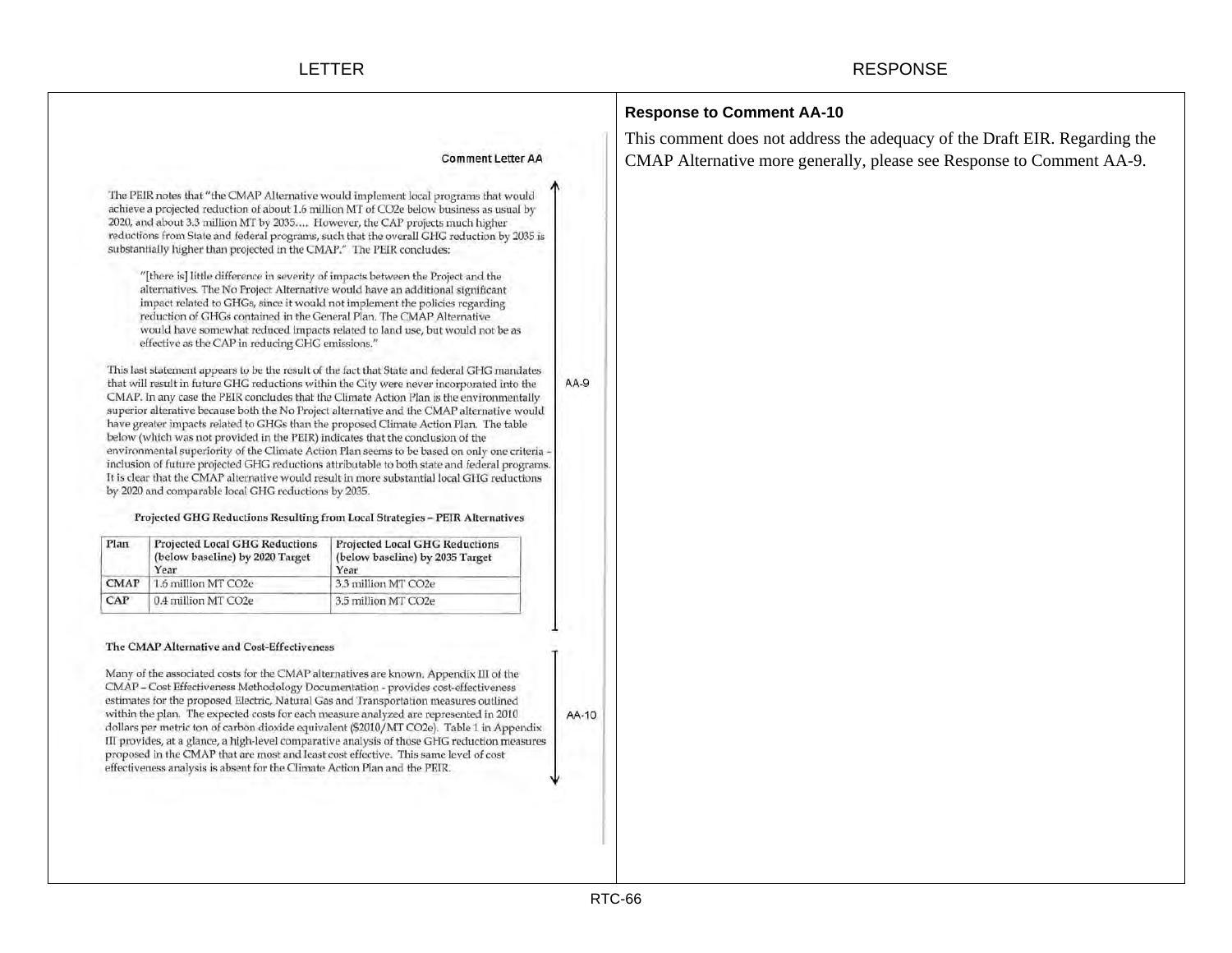LETTER

Comment Letter AA

The PEIR notes that "the CMAP Alternative would implement local programs that would achieve a projected reduction of about 1.6 million MT of CO2e below business as usual by 2020, and about 3.3 million MT by 2035.... However, the CAP projects much higher reductions from State and federal programs, such that the overall GHG reduction by 2035 is substantially higher than projected in the CMAP." The PEIR concludes:

> "[there is] little difference in severity of impacts between the Project and the alternatives. The No Project Alternative would have an additional significant impact related to GHGs, since it would not implement the policies regarding reduction of GHGs contained in the General Plan. The CMAP Alternative would have somewhat reduced impacts related to land use, but would not be as effective as the CAP in reducing GHG emissions."

This last statement appears to be the result of the fact that State and federal GHG mandates that will result in future GHG reductions within the City were never incorporated into the CMAP. In any case the PEIR concludes that the Climate Action Plan is the environmentally superior alterative because both the No Project alternative and the CMAP alternative would have greater impacts related to GHGs than the proposed Climate Action Plan. The table below (which was not provided in the PEIR) indicates that the conclusion of the environmental superiority of the Climate Action Plan seems to be based on only one criteria - inclusion of future projected GHG reductions attributable to both state and federal programs. It is clear that the CMAP alternative would result in more substantial local GHG reductions by 2020 and comparable local GHG reductions by 2035.

AA-9

**Projected GHG Reductions Resulting from Local Strategies – PEIR Alternatives**

| Plan | Projected Local GHG Reductions (below baseline) by 2020 Target Year | Projected Local GHG Reductions (below baseline) by 2035 Target Year |
|---|---|---|
| CMAP | 1.6 million MT CO2e | 3.3 million MT CO2e |
| CAP | 0.4 million MT CO2e | 3.5 million MT CO2e |

**The CMAP Alternative and Cost-Effectiveness**

Many of the associated costs for the CMAP alternatives are known. Appendix III of the CMAP – Cost Effectiveness Methodology Documentation - provides cost-effectiveness estimates for the proposed Electric, Natural Gas and Transportation measures outlined within the plan. The expected costs for each measure analyzed are represented in 2010 dollars per metric ton of carbon dioxide equivalent ($2010/MT CO2e). Table 1 in Appendix III provides, at a glance, a high-level comparative analysis of those GHG reduction measures proposed in the CMAP that are most and least cost effective. This same level of cost effectiveness analysis is absent for the Climate Action Plan and the PEIR.

AA-10

RESPONSE

**Response to Comment AA-10**

This comment does not address the adequacy of the Draft EIR. Regarding the CMAP Alternative more generally, please see Response to Comment AA-9.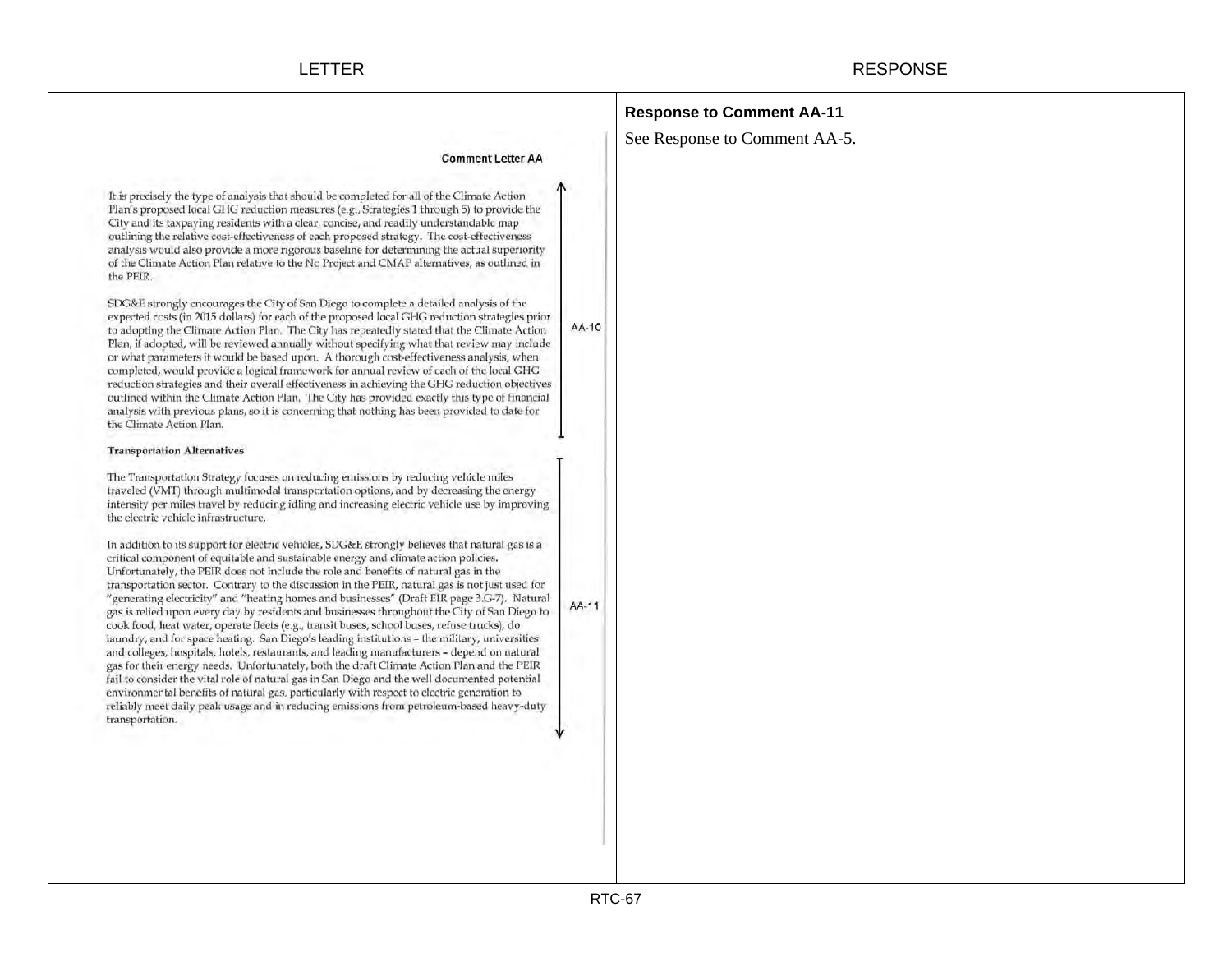LETTER

RESPONSE

Comment Letter AA

It is precisely the type of analysis that should be completed for all of the Climate Action Plan's proposed local GHG reduction measures (e.g., Strategies 1 through 5) to provide the City and its taxpaying residents with a clear, concise, and readily understandable map outlining the relative cost-effectiveness of each proposed strategy. The cost-effectiveness analysis would also provide a more rigorous baseline for determining the actual superiority of the Climate Action Plan relative to the No Project and CMAP alternatives, as outlined in the PEIR.

SDG&E strongly encourages the City of San Diego to complete a detailed analysis of the expected costs (in 2015 dollars) for each of the proposed local GHG reduction strategies prior to adopting the Climate Action Plan. The City has repeatedly stated that the Climate Action Plan, if adopted, will be reviewed annually without specifying what that review may include or what parameters it would be based upon. A thorough cost-effectiveness analysis, when completed, would provide a logical framework for annual review of each of the local GHG reduction strategies and their overall effectiveness in achieving the GHG reduction objectives outlined within the Climate Action Plan. The City has provided exactly this type of financial analysis with previous plans, so it is concerning that nothing has been provided to date for the Climate Action Plan.

AA-10

**Transportation Alternatives**

The Transportation Strategy focuses on reducing emissions by reducing vehicle miles traveled (VMT) through multimodal transportation options, and by decreasing the energy intensity per miles travel by reducing idling and increasing electric vehicle use by improving the electric vehicle infrastructure.

In addition to its support for electric vehicles, SDG&E strongly believes that natural gas is a critical component of equitable and sustainable energy and climate action policies. Unfortunately, the PEIR does not include the role and benefits of natural gas in the transportation sector. Contrary to the discussion in the PEIR, natural gas is not just used for "generating electricity" and "heating homes and businesses" (Draft EIR page 3.G-7). Natural gas is relied upon every day by residents and businesses throughout the City of San Diego to cook food, heat water, operate fleets (e.g., transit buses, school buses, refuse trucks), do laundry, and for space heating. San Diego's leading institutions – the military, universities and colleges, hospitals, hotels, restaurants, and leading manufacturers – depend on natural gas for their energy needs. Unfortunately, both the draft Climate Action Plan and the PEIR fail to consider the vital role of natural gas in San Diego and the well documented potential environmental benefits of natural gas, particularly with respect to electric generation to reliably meet daily peak usage and in reducing emissions from petroleum-based heavy-duty transportation.

AA-11

**Response to Comment AA-11**

See Response to Comment AA-5.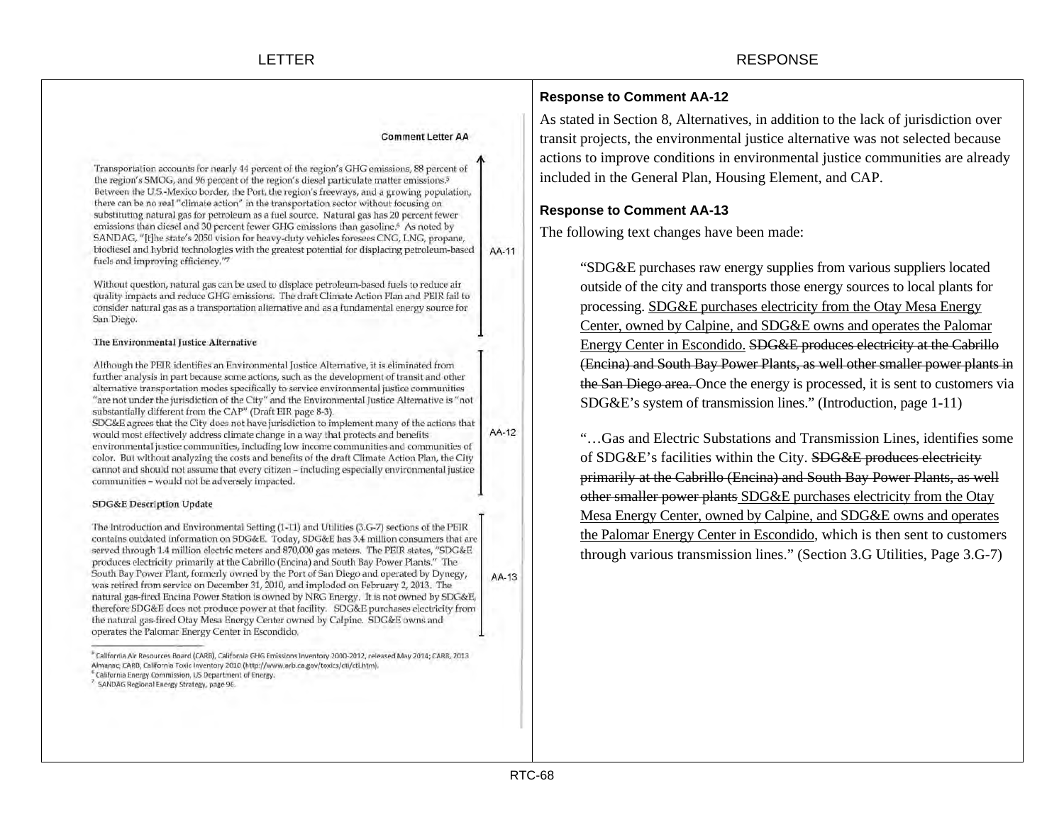LETTER

Comment Letter AA

Transportation accounts for nearly 44 percent of the region's GHG emissions, 88 percent of the region's SMOG, and 96 percent of the region's diesel particulate matter emissions.[5] Between the U.S.-Mexico border, the Port, the region's freeways, and a growing population, there can be no real "climate action" in the transportation sector without focusing on substituting natural gas for petroleum as a fuel source. Natural gas has 20 percent fewer emissions than diesel and 30 percent fewer GHG emissions than gasoline.[6] As noted by SANDAG, "[t]he state's 2050 vision for heavy-duty vehicles foresees CNG, LNG, propane, biodiesel and hybrid technologies with the greatest potential for displacing petroleum-based fuels and improving efficiency."[7]

Without question, natural gas can be used to displace petroleum-based fuels to reduce air quality impacts and reduce GHG emissions. The draft Climate Action Plan and PEIR fail to consider natural gas as a transportation alternative and as a fundamental energy source for San Diego.

AA-11

**The Environmental Justice Alternative**

Although the PEIR identifies an Environmental Justice Alternative, it is eliminated from further analysis in part because some actions, such as the development of transit and other alternative transportation modes specifically to service environmental justice communities "are not under the jurisdiction of the City" and the Environmental Justice Alternative is "not substantially different from the CAP" (Draft EIR page 8-3).
SDG&E agrees that the City does not have jurisdiction to implement many of the actions that would most effectively address climate change in a way that protects and benefits environmental justice communities, including low income communities and communities of color. But without analyzing the costs and benefits of the draft Climate Action Plan, the City cannot and should not assume that every citizen – including especially environmental justice communities – would not be adversely impacted.

AA-12

**SDG&E Description Update**

The Introduction and Environmental Setting (1-11) and Utilities (3.G-7) sections of the PEIR contains outdated information on SDG&E. Today, SDG&E has 3.4 million consumers that are served through 1.4 million electric meters and 870,000 gas meters. The PEIR states, "SDG&E produces electricity primarily at the Cabrillo (Encina) and South Bay Power Plants." The South Bay Power Plant, formerly owned by the Port of San Diego and operated by Dynegy, was retired from service on December 31, 2010, and imploded on February 2, 2013. The natural gas-fired Encina Power Station is owned by NRG Energy. It is not owned by SDG&E, therefore SDG&E does not produce power at that facility. SDG&E purchases electricity from the natural gas-fired Otay Mesa Energy Center owned by Calpine. SDG&E owns and operates the Palomar Energy Center in Escondido.

AA-13

[5] California Air Resources Board (CARB), California GHG Emissions Inventory 2000-2012, released May 2014; CARB, 2013 Almanac; CARB, California Toxic Inventory 2010 (http://www.arb.ca.gov/toxics/cti/cti.htm).
[6] California Energy Commission, US Department of Energy.
[7] SANDAG Regional Energy Strategy, page 96.

RESPONSE

**Response to Comment AA-12**

As stated in Section 8, Alternatives, in addition to the lack of jurisdiction over transit projects, the environmental justice alternative was not selected because actions to improve conditions in environmental justice communities are already included in the General Plan, Housing Element, and CAP.

**Response to Comment AA-13**

The following text changes have been made:

> "SDG&E purchases raw energy supplies from various suppliers located outside of the city and transports those energy sources to local plants for processing. <u>SDG&E purchases electricity from the Otay Mesa Energy Center, owned by Calpine, and SDG&E owns and operates the Palomar Energy Center in Escondido.</u> ~~SDG&E produces electricity at the Cabrillo (Encina) and South Bay Power Plants, as well other smaller power plants in the San Diego area.~~ Once the energy is processed, it is sent to customers via SDG&E's system of transmission lines." (Introduction, page 1-11)
>
> "…Gas and Electric Substations and Transmission Lines, identifies some of SDG&E's facilities within the City. ~~SDG&E produces electricity primarily at the Cabrillo (Encina) and South Bay Power Plants, as well other smaller power plants~~ <u>SDG&E purchases electricity from the Otay Mesa Energy Center, owned by Calpine, and SDG&E owns and operates the Palomar Energy Center in Escondido</u>, which is then sent to customers through various transmission lines." (Section 3.G Utilities, Page 3.G-7)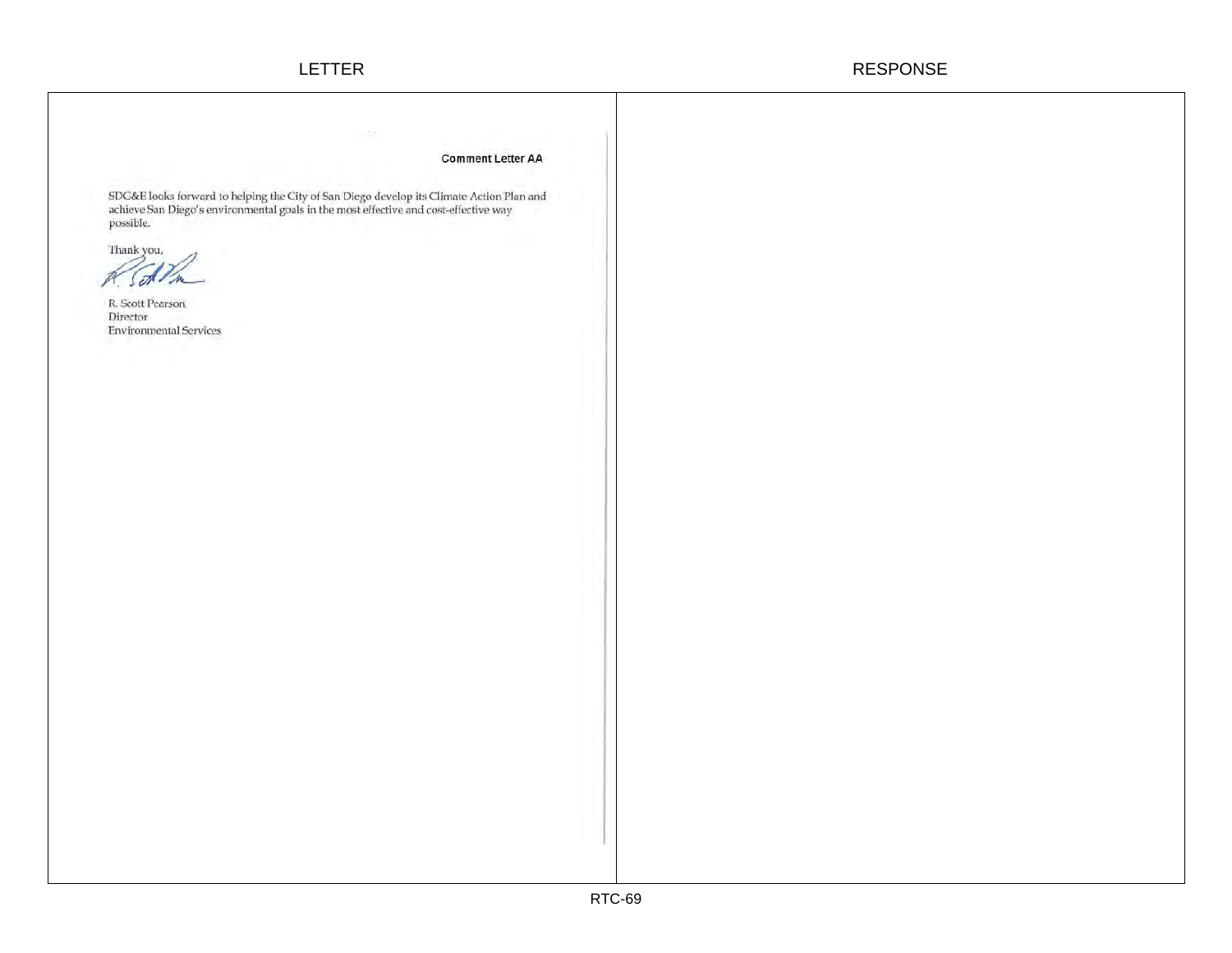| LETTER | RESPONSE |
| --- | --- |
| **Comment Letter AA**<br><br>SDG&E looks forward to helping the City of San Diego develop its Climate Action Plan and achieve San Diego's environmental goals in the most effective and cost-effective way possible.<br><br>Thank you,<br><br>R. Scott Pearson<br>Director<br>Environmental Services | |